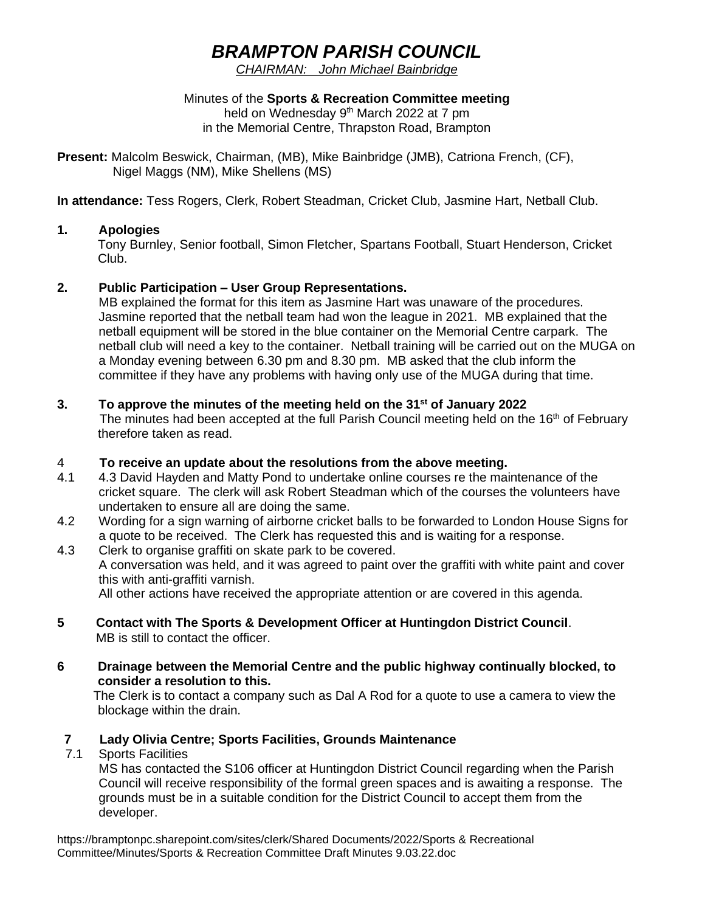# *BRAMPTON PARISH COUNCIL*

*CHAIRMAN: John Michael Bainbridge*

Minutes of the **Sports & Recreation Committee meeting**
held on Wednesday 9th March 2022 at 7 pm
in the Memorial Centre, Thrapston Road, Brampton

**Present:** Malcolm Beswick, Chairman, (MB), Mike Bainbridge (JMB), Catriona French, (CF), Nigel Maggs (NM), Mike Shellens (MS)

**In attendance:** Tess Rogers, Clerk, Robert Steadman, Cricket Club, Jasmine Hart, Netball Club.

**1. Apologies**

Tony Burnley, Senior football, Simon Fletcher, Spartans Football, Stuart Henderson, Cricket Club.

**2. Public Participation – User Group Representations.**

MB explained the format for this item as Jasmine Hart was unaware of the procedures. Jasmine reported that the netball team had won the league in 2021. MB explained that the netball equipment will be stored in the blue container on the Memorial Centre carpark. The netball club will need a key to the container. Netball training will be carried out on the MUGA on a Monday evening between 6.30 pm and 8.30 pm. MB asked that the club inform the committee if they have any problems with having only use of the MUGA during that time.

**3. To approve the minutes of the meeting held on the 31st of January 2022**

The minutes had been accepted at the full Parish Council meeting held on the 16th of February therefore taken as read.

**4 To receive an update about the resolutions from the above meeting.**

4.1 4.3 David Hayden and Matty Pond to undertake online courses re the maintenance of the cricket square. The clerk will ask Robert Steadman which of the courses the volunteers have undertaken to ensure all are doing the same.

4.2 Wording for a sign warning of airborne cricket balls to be forwarded to London House Signs for a quote to be received. The Clerk has requested this and is waiting for a response.

4.3 Clerk to organise graffiti on skate park to be covered.
A conversation was held, and it was agreed to paint over the graffiti with white paint and cover this with anti-graffiti varnish.
All other actions have received the appropriate attention or are covered in this agenda.

**5 Contact with The Sports & Development Officer at Huntingdon District Council**.

MB is still to contact the officer.

**6 Drainage between the Memorial Centre and the public highway continually blocked, to consider a resolution to this.**

The Clerk is to contact a company such as Dal A Rod for a quote to use a camera to view the blockage within the drain.

**7 Lady Olivia Centre; Sports Facilities, Grounds Maintenance**

7.1 Sports Facilities

MS has contacted the S106 officer at Huntingdon District Council regarding when the Parish Council will receive responsibility of the formal green spaces and is awaiting a response. The grounds must be in a suitable condition for the District Council to accept them from the developer.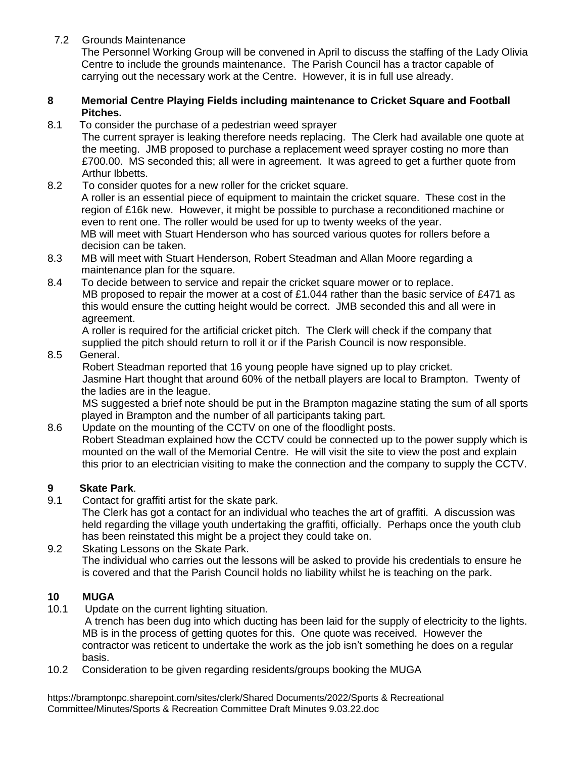7.2 Grounds Maintenance

The Personnel Working Group will be convened in April to discuss the staffing of the Lady Olivia Centre to include the grounds maintenance. The Parish Council has a tractor capable of carrying out the necessary work at the Centre. However, it is in full use already.

**8 Memorial Centre Playing Fields including maintenance to Cricket Square and Football Pitches.**

8.1 To consider the purchase of a pedestrian weed sprayer

The current sprayer is leaking therefore needs replacing. The Clerk had available one quote at the meeting. JMB proposed to purchase a replacement weed sprayer costing no more than £700.00. MS seconded this; all were in agreement. It was agreed to get a further quote from Arthur Ibbetts.

8.2 To consider quotes for a new roller for the cricket square.

A roller is an essential piece of equipment to maintain the cricket square. These cost in the region of £16k new. However, it might be possible to purchase a reconditioned machine or even to rent one. The roller would be used for up to twenty weeks of the year.

MB will meet with Stuart Henderson who has sourced various quotes for rollers before a decision can be taken.

8.3 MB will meet with Stuart Henderson, Robert Steadman and Allan Moore regarding a maintenance plan for the square.

8.4 To decide between to service and repair the cricket square mower or to replace.

MB proposed to repair the mower at a cost of £1.044 rather than the basic service of £471 as this would ensure the cutting height would be correct. JMB seconded this and all were in agreement.

A roller is required for the artificial cricket pitch. The Clerk will check if the company that supplied the pitch should return to roll it or if the Parish Council is now responsible.

8.5 General.

Robert Steadman reported that 16 young people have signed up to play cricket.

Jasmine Hart thought that around 60% of the netball players are local to Brampton. Twenty of the ladies are in the league.

MS suggested a brief note should be put in the Brampton magazine stating the sum of all sports played in Brampton and the number of all participants taking part.

8.6 Update on the mounting of the CCTV on one of the floodlight posts.

Robert Steadman explained how the CCTV could be connected up to the power supply which is mounted on the wall of the Memorial Centre. He will visit the site to view the post and explain this prior to an electrician visiting to make the connection and the company to supply the CCTV.

**9 Skate Park**.

9.1 Contact for graffiti artist for the skate park.

The Clerk has got a contact for an individual who teaches the art of graffiti. A discussion was held regarding the village youth undertaking the graffiti, officially. Perhaps once the youth club has been reinstated this might be a project they could take on.

9.2 Skating Lessons on the Skate Park.

The individual who carries out the lessons will be asked to provide his credentials to ensure he is covered and that the Parish Council holds no liability whilst he is teaching on the park.

**10 MUGA**

10.1 Update on the current lighting situation.

A trench has been dug into which ducting has been laid for the supply of electricity to the lights. MB is in the process of getting quotes for this. One quote was received. However the contractor was reticent to undertake the work as the job isn't something he does on a regular basis.

10.2 Consideration to be given regarding residents/groups booking the MUGA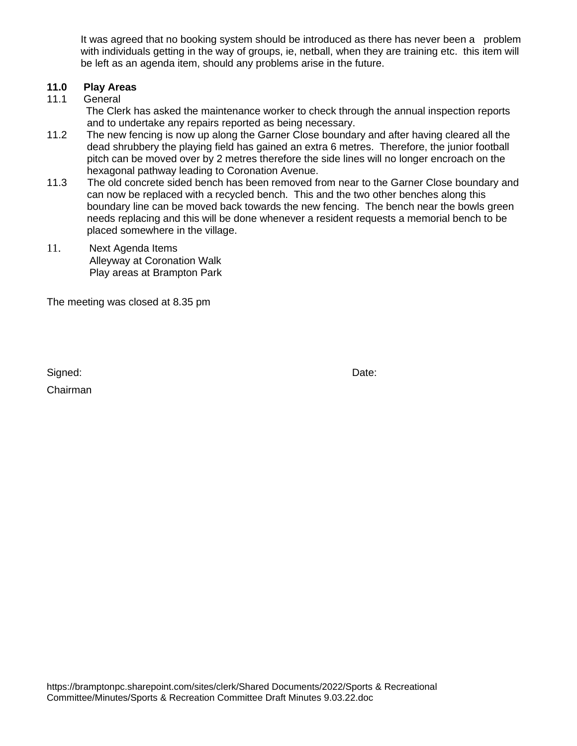It was agreed that no booking system should be introduced as there has never been a problem with individuals getting in the way of groups, ie, netball, when they are training etc. this item will be left as an agenda item, should any problems arise in the future.

**11.0 Play Areas**

11.1 General

The Clerk has asked the maintenance worker to check through the annual inspection reports and to undertake any repairs reported as being necessary.

11.2 The new fencing is now up along the Garner Close boundary and after having cleared all the dead shrubbery the playing field has gained an extra 6 metres. Therefore, the junior football pitch can be moved over by 2 metres therefore the side lines will no longer encroach on the hexagonal pathway leading to Coronation Avenue.

11.3 The old concrete sided bench has been removed from near to the Garner Close boundary and can now be replaced with a recycled bench. This and the two other benches along this boundary line can be moved back towards the new fencing. The bench near the bowls green needs replacing and this will be done whenever a resident requests a memorial bench to be placed somewhere in the village.

11. Next Agenda Items

Alleyway at Coronation Walk

Play areas at Brampton Park

The meeting was closed at 8.35 pm

Signed: Date:

Chairman

https://bramptonpc.sharepoint.com/sites/clerk/Shared Documents/2022/Sports & Recreational Committee/Minutes/Sports & Recreation Committee Draft Minutes 9.03.22.doc